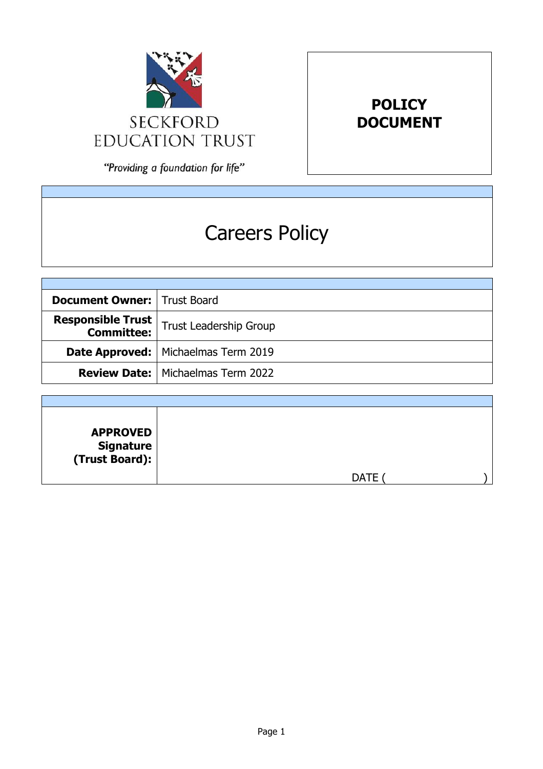SECKFORD
EDUCATION TRUST

*"Providing a foundation for life"*

**POLICY DOCUMENT**

# Careers Policy

| | |
|---|---|
| **Document Owner:** | Trust Board |
| **Responsible Trust Committee:** | Trust Leadership Group |
| **Date Approved:** | Michaelmas Term 2019 |
| **Review Date:** | Michaelmas Term 2022 |

| | |
|---|---|
| **APPROVED Signature (Trust Board):** | DATE ( ) |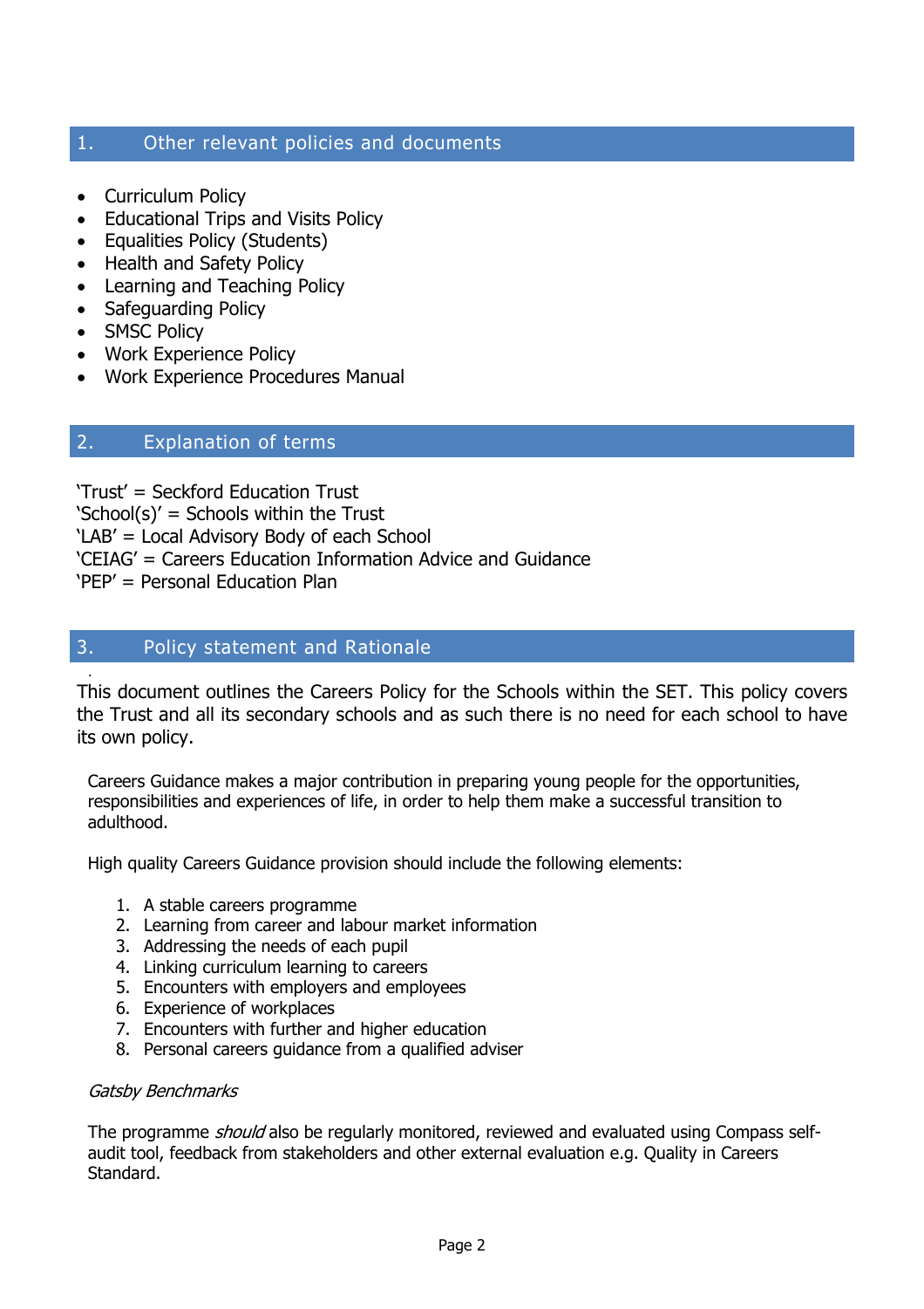## 1. Other relevant policies and documents

- Curriculum Policy
- Educational Trips and Visits Policy
- Equalities Policy (Students)
- Health and Safety Policy
- Learning and Teaching Policy
- Safeguarding Policy
- SMSC Policy
- Work Experience Policy
- Work Experience Procedures Manual

## 2. Explanation of terms

'Trust' = Seckford Education Trust
'School(s)' = Schools within the Trust
'LAB' = Local Advisory Body of each School
'CEIAG' = Careers Education Information Advice and Guidance
'PEP' = Personal Education Plan

## 3. Policy statement and Rationale

This document outlines the Careers Policy for the Schools within the SET. This policy covers the Trust and all its secondary schools and as such there is no need for each school to have its own policy.

Careers Guidance makes a major contribution in preparing young people for the opportunities, responsibilities and experiences of life, in order to help them make a successful transition to adulthood.

High quality Careers Guidance provision should include the following elements:

1. A stable careers programme
2. Learning from career and labour market information
3. Addressing the needs of each pupil
4. Linking curriculum learning to careers
5. Encounters with employers and employees
6. Experience of workplaces
7. Encounters with further and higher education
8. Personal careers guidance from a qualified adviser

*Gatsby Benchmarks*

The programme *should* also be regularly monitored, reviewed and evaluated using Compass self-audit tool, feedback from stakeholders and other external evaluation e.g. Quality in Careers Standard.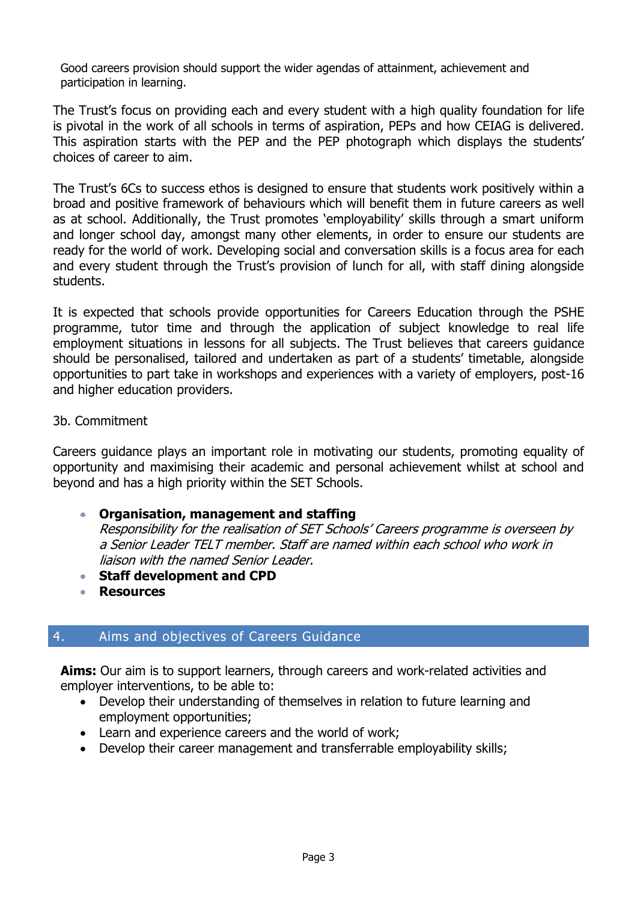Good careers provision should support the wider agendas of attainment, achievement and participation in learning.

The Trust's focus on providing each and every student with a high quality foundation for life is pivotal in the work of all schools in terms of aspiration, PEPs and how CEIAG is delivered. This aspiration starts with the PEP and the PEP photograph which displays the students' choices of career to aim.

The Trust's 6Cs to success ethos is designed to ensure that students work positively within a broad and positive framework of behaviours which will benefit them in future careers as well as at school. Additionally, the Trust promotes 'employability' skills through a smart uniform and longer school day, amongst many other elements, in order to ensure our students are ready for the world of work. Developing social and conversation skills is a focus area for each and every student through the Trust's provision of lunch for all, with staff dining alongside students.

It is expected that schools provide opportunities for Careers Education through the PSHE programme, tutor time and through the application of subject knowledge to real life employment situations in lessons for all subjects. The Trust believes that careers guidance should be personalised, tailored and undertaken as part of a students' timetable, alongside opportunities to part take in workshops and experiences with a variety of employers, post-16 and higher education providers.

3b. Commitment

Careers guidance plays an important role in motivating our students, promoting equality of opportunity and maximising their academic and personal achievement whilst at school and beyond and has a high priority within the SET Schools.

- **Organisation, management and staffing**
  *Responsibility for the realisation of SET Schools' Careers programme is overseen by a Senior Leader TELT member. Staff are named within each school who work in liaison with the named Senior Leader.*
- **Staff development and CPD**
- **Resources**

## 4. Aims and objectives of Careers Guidance

**Aims:** Our aim is to support learners, through careers and work-related activities and employer interventions, to be able to:

- Develop their understanding of themselves in relation to future learning and employment opportunities;
- Learn and experience careers and the world of work;
- Develop their career management and transferrable employability skills;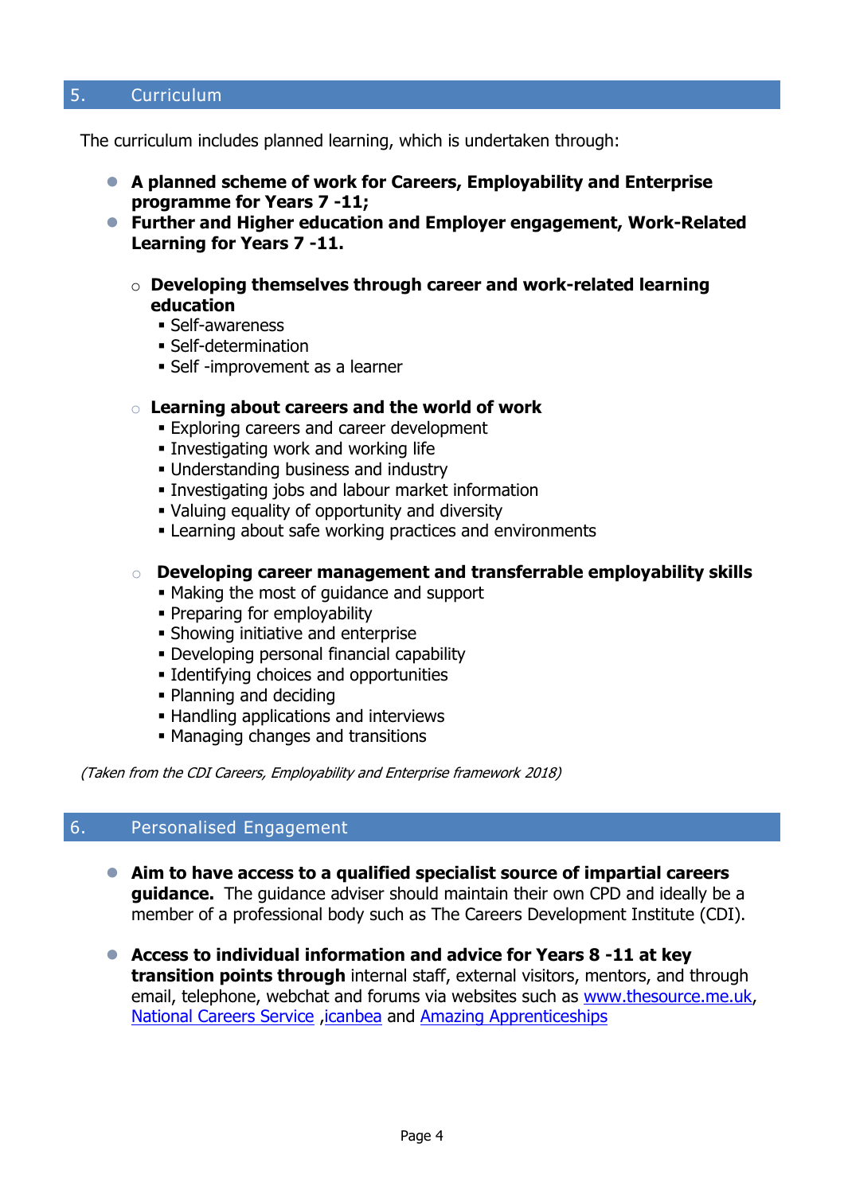## 5. Curriculum

The curriculum includes planned learning, which is undertaken through:

- **A planned scheme of work for Careers, Employability and Enterprise programme for Years 7 -11;**
- **Further and Higher education and Employer engagement, Work-Related Learning for Years 7 -11.**

  - **Developing themselves through career and work-related learning education**
    - Self-awareness
    - Self-determination
    - Self -improvement as a learner

  - **Learning about careers and the world of work**
    - Exploring careers and career development
    - Investigating work and working life
    - Understanding business and industry
    - Investigating jobs and labour market information
    - Valuing equality of opportunity and diversity
    - Learning about safe working practices and environments

  - **Developing career management and transferrable employability skills**
    - Making the most of guidance and support
    - Preparing for employability
    - Showing initiative and enterprise
    - Developing personal financial capability
    - Identifying choices and opportunities
    - Planning and deciding
    - Handling applications and interviews
    - Managing changes and transitions

*(Taken from the CDI Careers, Employability and Enterprise framework 2018)*

## 6. Personalised Engagement

- **Aim to have access to a qualified specialist source of impartial careers guidance.** The guidance adviser should maintain their own CPD and ideally be a member of a professional body such as The Careers Development Institute (CDI).

- **Access to individual information and advice for Years 8 -11 at key transition points through** internal staff, external visitors, mentors, and through email, telephone, webchat and forums via websites such as www.thesource.me.uk, National Careers Service ,icanbea and Amazing Apprenticeships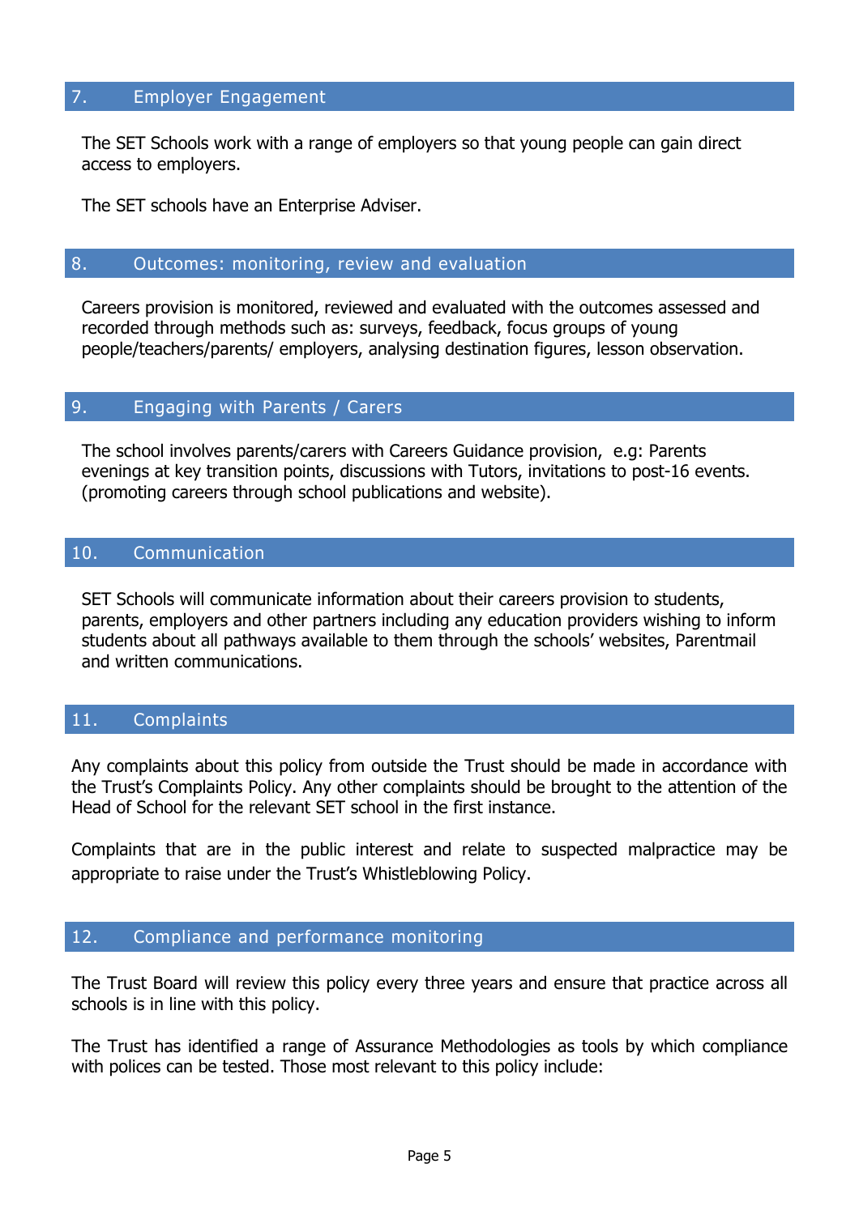## 7. Employer Engagement

The SET Schools work with a range of employers so that young people can gain direct access to employers.

The SET schools have an Enterprise Adviser.

## 8. Outcomes: monitoring, review and evaluation

Careers provision is monitored, reviewed and evaluated with the outcomes assessed and recorded through methods such as: surveys, feedback, focus groups of young people/teachers/parents/ employers, analysing destination figures, lesson observation.

## 9. Engaging with Parents / Carers

The school involves parents/carers with Careers Guidance provision, e.g: Parents evenings at key transition points, discussions with Tutors, invitations to post-16 events. (promoting careers through school publications and website).

## 10. Communication

SET Schools will communicate information about their careers provision to students, parents, employers and other partners including any education providers wishing to inform students about all pathways available to them through the schools' websites, Parentmail and written communications.

## 11. Complaints

Any complaints about this policy from outside the Trust should be made in accordance with the Trust's Complaints Policy. Any other complaints should be brought to the attention of the Head of School for the relevant SET school in the first instance.

Complaints that are in the public interest and relate to suspected malpractice may be appropriate to raise under the Trust's Whistleblowing Policy.

## 12. Compliance and performance monitoring

The Trust Board will review this policy every three years and ensure that practice across all schools is in line with this policy.

The Trust has identified a range of Assurance Methodologies as tools by which compliance with polices can be tested. Those most relevant to this policy include: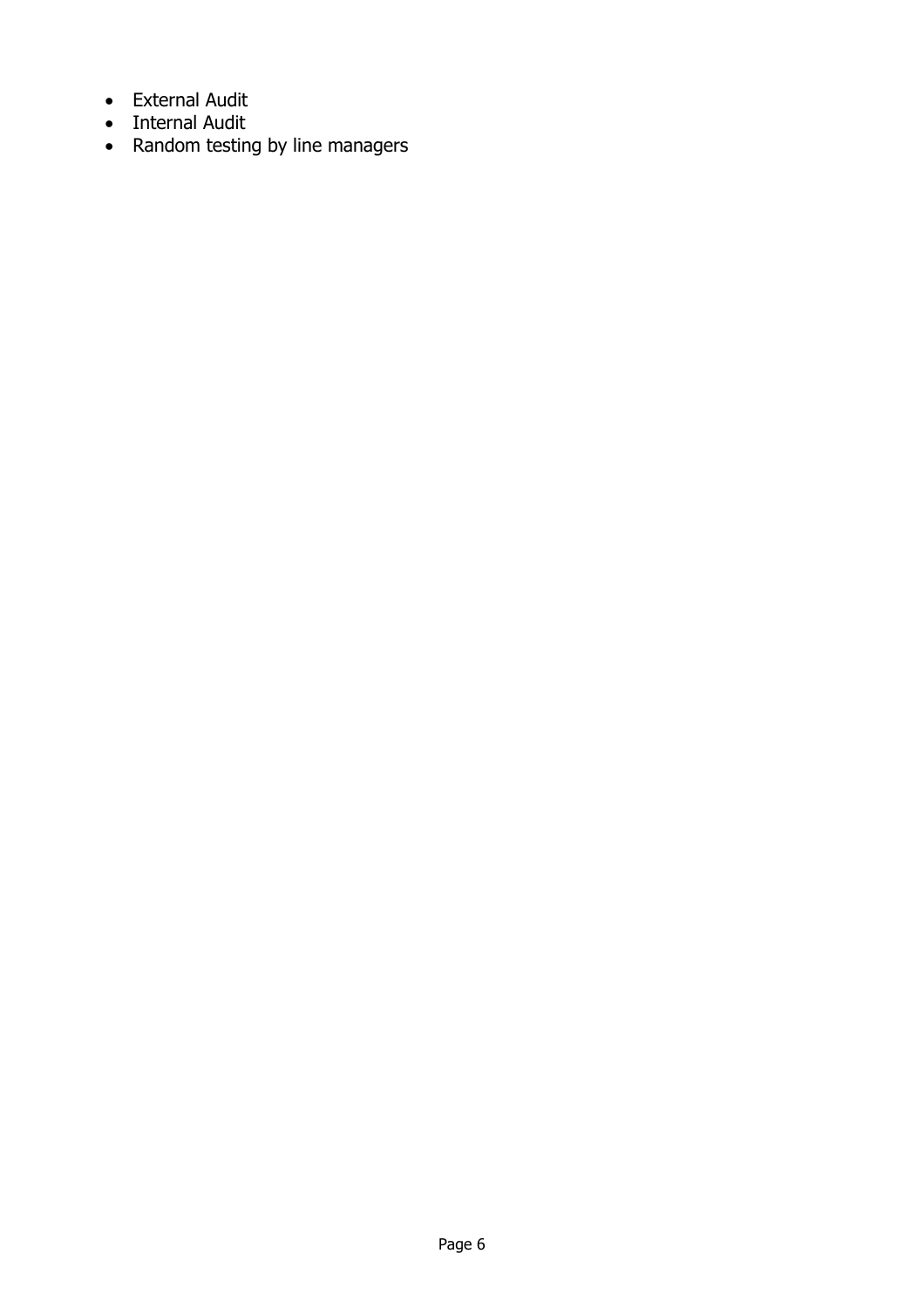- External Audit
- Internal Audit
- Random testing by line managers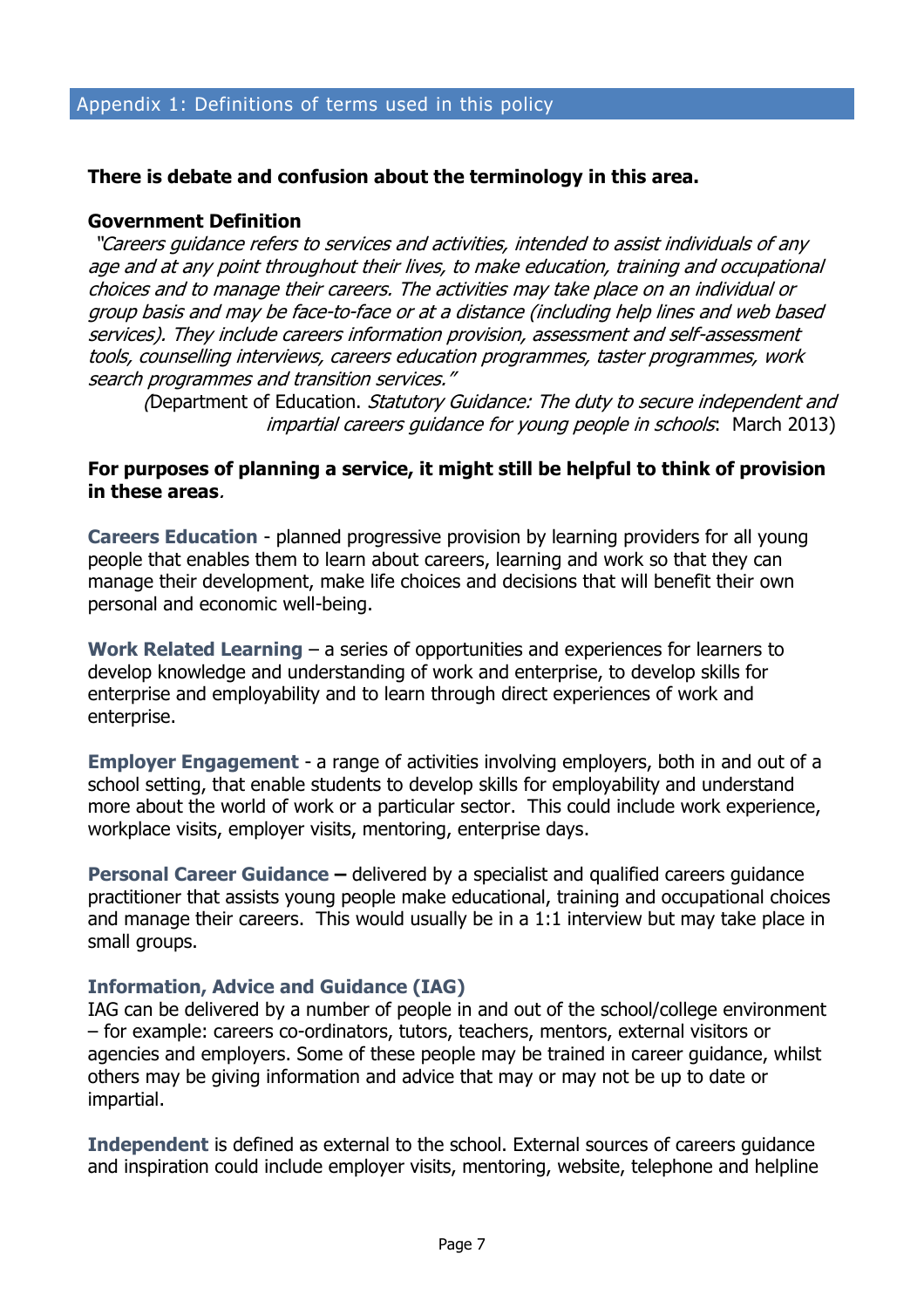## Appendix 1: Definitions of terms used in this policy

**There is debate and confusion about the terminology in this area.**

**Government Definition**

*"Careers guidance refers to services and activities, intended to assist individuals of any age and at any point throughout their lives, to make education, training and occupational choices and to manage their careers. The activities may take place on an individual or group basis and may be face-to-face or at a distance (including help lines and web based services). They include careers information provision, assessment and self-assessment tools, counselling interviews, careers education programmes, taster programmes, work search programmes and transition services."*

(Department of Education. *Statutory Guidance: The duty to secure independent and impartial careers guidance for young people in schools*: March 2013)

**For purposes of planning a service, it might still be helpful to think of provision in these areas**.

**Careers Education** - planned progressive provision by learning providers for all young people that enables them to learn about careers, learning and work so that they can manage their development, make life choices and decisions that will benefit their own personal and economic well-being.

**Work Related Learning** – a series of opportunities and experiences for learners to develop knowledge and understanding of work and enterprise, to develop skills for enterprise and employability and to learn through direct experiences of work and enterprise.

**Employer Engagement** - a range of activities involving employers, both in and out of a school setting, that enable students to develop skills for employability and understand more about the world of work or a particular sector. This could include work experience, workplace visits, employer visits, mentoring, enterprise days.

**Personal Career Guidance –** delivered by a specialist and qualified careers guidance practitioner that assists young people make educational, training and occupational choices and manage their careers. This would usually be in a 1:1 interview but may take place in small groups.

**Information, Advice and Guidance (IAG)**

IAG can be delivered by a number of people in and out of the school/college environment – for example: careers co-ordinators, tutors, teachers, mentors, external visitors or agencies and employers. Some of these people may be trained in career guidance, whilst others may be giving information and advice that may or may not be up to date or impartial.

**Independent** is defined as external to the school. External sources of careers guidance and inspiration could include employer visits, mentoring, website, telephone and helpline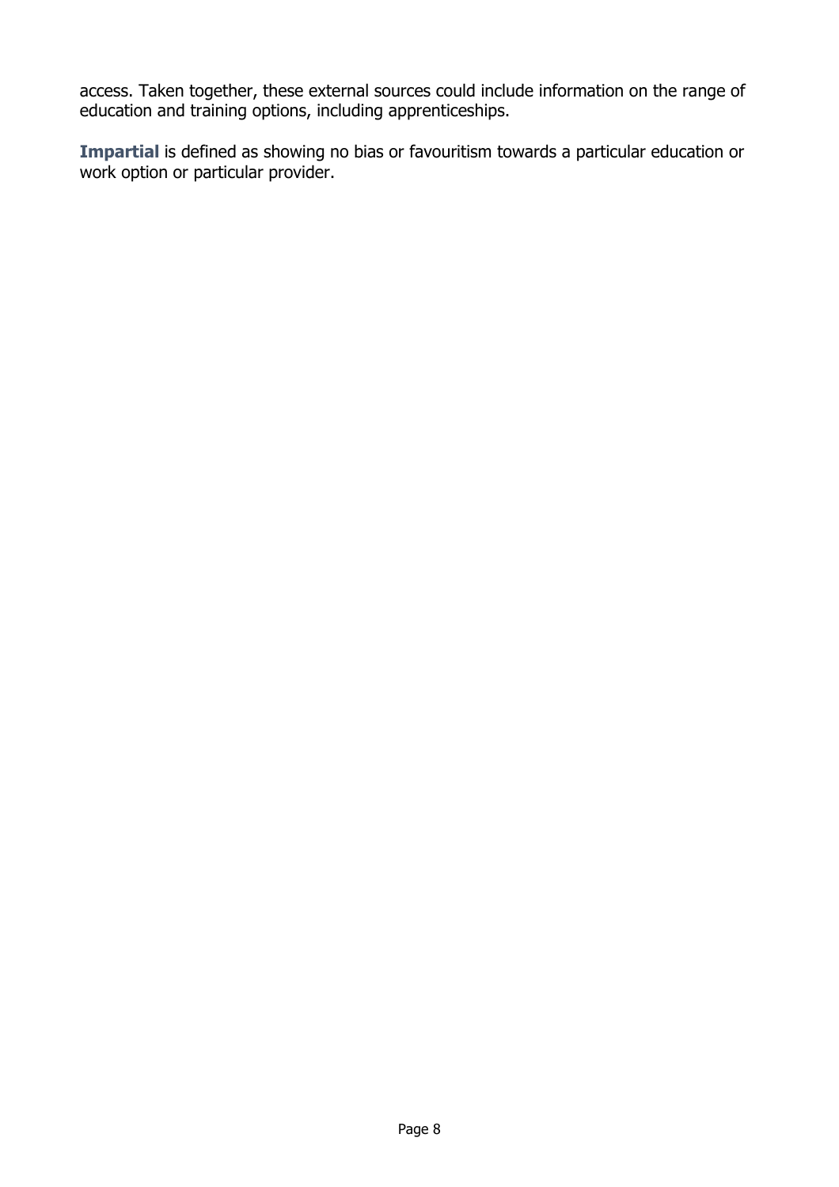access. Taken together, these external sources could include information on the range of education and training options, including apprenticeships.

**Impartial** is defined as showing no bias or favouritism towards a particular education or work option or particular provider.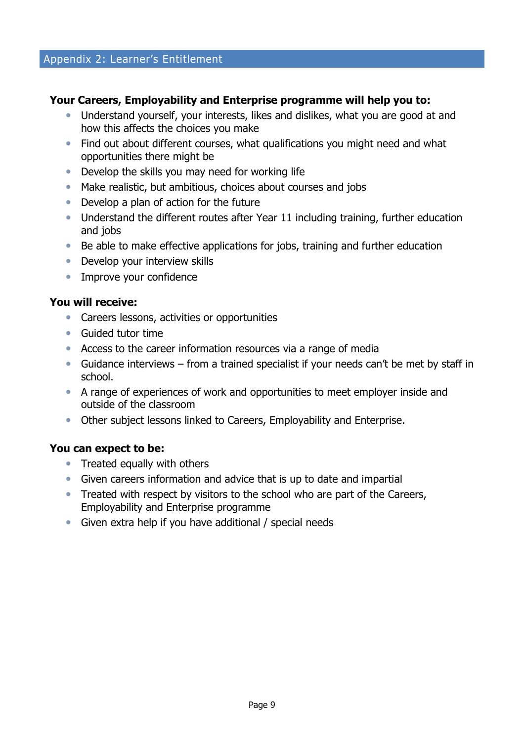## Appendix 2: Learner's Entitlement

**Your Careers, Employability and Enterprise programme will help you to:**

- Understand yourself, your interests, likes and dislikes, what you are good at and how this affects the choices you make
- Find out about different courses, what qualifications you might need and what opportunities there might be
- Develop the skills you may need for working life
- Make realistic, but ambitious, choices about courses and jobs
- Develop a plan of action for the future
- Understand the different routes after Year 11 including training, further education and jobs
- Be able to make effective applications for jobs, training and further education
- Develop your interview skills
- Improve your confidence

**You will receive:**

- Careers lessons, activities or opportunities
- Guided tutor time
- Access to the career information resources via a range of media
- Guidance interviews – from a trained specialist if your needs can't be met by staff in school.
- A range of experiences of work and opportunities to meet employer inside and outside of the classroom
- Other subject lessons linked to Careers, Employability and Enterprise.

**You can expect to be:**

- Treated equally with others
- Given careers information and advice that is up to date and impartial
- Treated with respect by visitors to the school who are part of the Careers, Employability and Enterprise programme
- Given extra help if you have additional / special needs